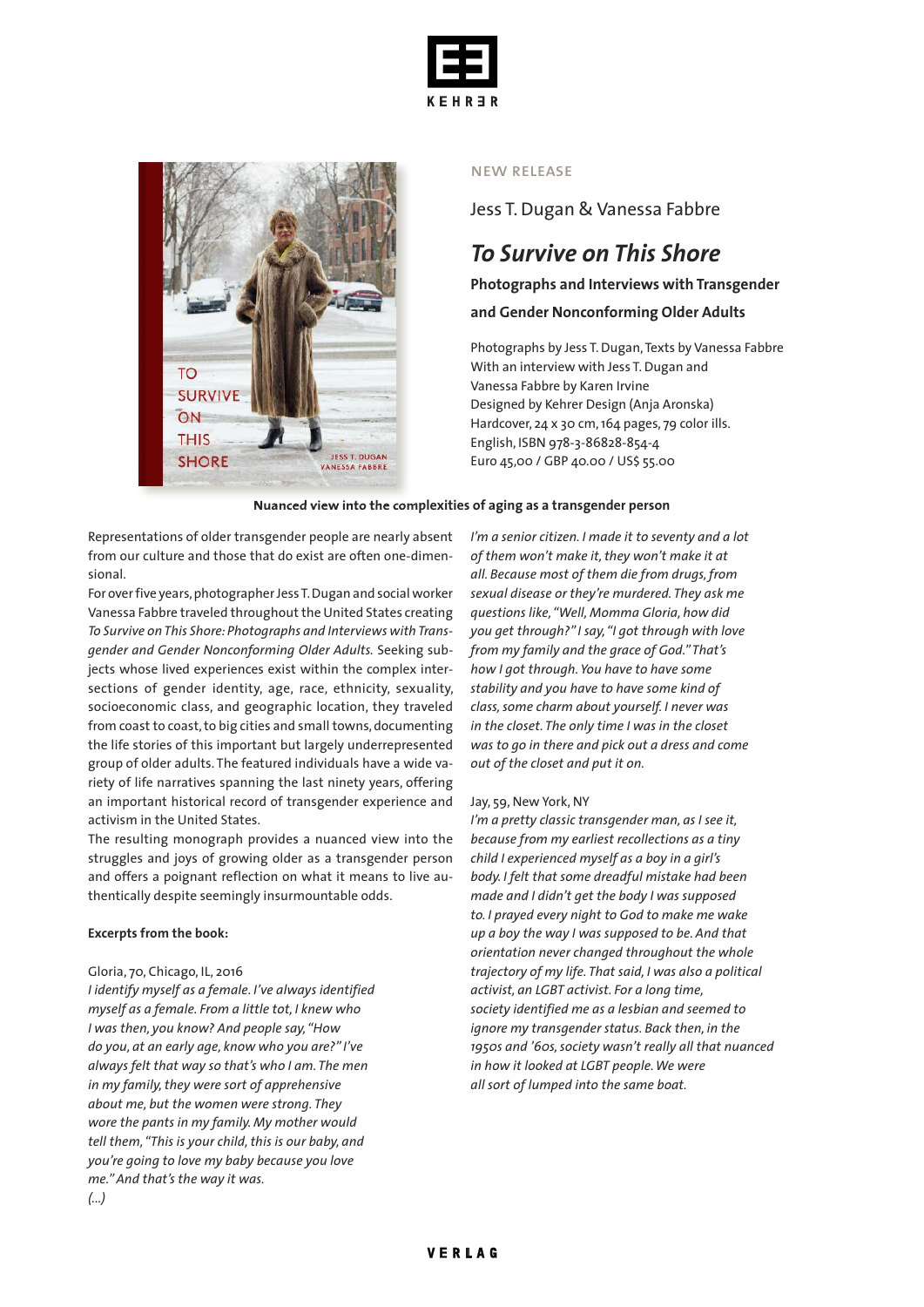KEHRER

NEW RELEASE

Jess T. Dugan & Vanessa Fabbre

# *To Survive on This Shore*

## Photographs and Interviews with Transgender and Gender Nonconforming Older Adults

Photographs by Jess T. Dugan, Texts by Vanessa Fabbre
With an interview with Jess T. Dugan and Vanessa Fabbre by Karen Irvine
Designed by Kehrer Design (Anja Aronska)
Hardcover, 24 x 30 cm, 164 pages, 79 color ills.
English, ISBN 978-3-86828-854-4
Euro 45,00 / GBP 40.00 / US$ 55.00

**Nuanced view into the complexities of aging as a transgender person**

Representations of older transgender people are nearly absent from our culture and those that do exist are often one-dimensional.
For over five years, photographer Jess T. Dugan and social worker Vanessa Fabbre traveled throughout the United States creating *To Survive on This Shore: Photographs and Interviews with Transgender and Gender Nonconforming Older Adults.* Seeking subjects whose lived experiences exist within the complex intersections of gender identity, age, race, ethnicity, sexuality, socioeconomic class, and geographic location, they traveled from coast to coast, to big cities and small towns, documenting the life stories of this important but largely underrepresented group of older adults. The featured individuals have a wide variety of life narratives spanning the last ninety years, offering an important historical record of transgender experience and activism in the United States.
The resulting monograph provides a nuanced view into the struggles and joys of growing older as a transgender person and offers a poignant reflection on what it means to live authentically despite seemingly insurmountable odds.

**Excerpts from the book:**

Gloria, 70, Chicago, IL, 2016
*I identify myself as a female. I've always identified myself as a female. From a little tot, I knew who I was then, you know? And people say, "How do you, at an early age, know who you are?" I've always felt that way so that's who I am. The men in my family, they were sort of apprehensive about me, but the women were strong. They wore the pants in my family. My mother would tell them, "This is your child, this is our baby, and you're going to love my baby because you love me." And that's the way it was.*
*(...)*
*I'm a senior citizen. I made it to seventy and a lot of them won't make it, they won't make it at all. Because most of them die from drugs, from sexual disease or they're murdered. They ask me questions like, "Well, Momma Gloria, how did you get through?" I say, "I got through with love from my family and the grace of God." That's how I got through. You have to have some stability and you have to have some kind of class, some charm about yourself. I never was in the closet. The only time I was in the closet was to go in there and pick out a dress and come out of the closet and put it on.*

Jay, 59, New York, NY
*I'm a pretty classic transgender man, as I see it, because from my earliest recollections as a tiny child I experienced myself as a boy in a girl's body. I felt that some dreadful mistake had been made and I didn't get the body I was supposed to. I prayed every night to God to make me wake up a boy the way I was supposed to be. And that orientation never changed throughout the whole trajectory of my life. That said, I was also a political activist, an LGBT activist. For a long time, society identified me as a lesbian and seemed to ignore my transgender status. Back then, in the 1950s and '60s, society wasn't really all that nuanced in how it looked at LGBT people. We were all sort of lumped into the same boat.*

VERLAG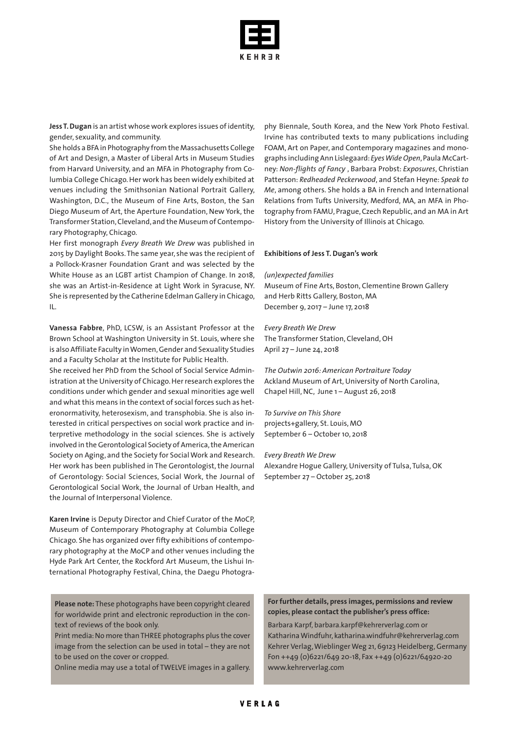**Jess T. Dugan** is an artist whose work explores issues of identity, gender, sexuality, and community.

She holds a BFA in Photography from the Massachusetts College of Art and Design, a Master of Liberal Arts in Museum Studies from Harvard University, and an MFA in Photography from Columbia College Chicago. Her work has been widely exhibited at venues including the Smithsonian National Portrait Gallery, Washington, D.C., the Museum of Fine Arts, Boston, the San Diego Museum of Art, the Aperture Foundation, New York, the Transformer Station, Cleveland, and the Museum of Contemporary Photography, Chicago.

Her first monograph *Every Breath We Drew* was published in 2015 by Daylight Books. The same year, she was the recipient of a Pollock-Krasner Foundation Grant and was selected by the White House as an LGBT artist Champion of Change. In 2018, she was an Artist-in-Residence at Light Work in Syracuse, NY. She is represented by the Catherine Edelman Gallery in Chicago, IL.

**Vanessa Fabbre**, PhD, LCSW, is an Assistant Professor at the Brown School at Washington University in St. Louis, where she is also Affiliate Faculty in Women, Gender and Sexuality Studies and a Faculty Scholar at the Institute for Public Health.

She received her PhD from the School of Social Service Administration at the University of Chicago. Her research explores the conditions under which gender and sexual minorities age well and what this means in the context of social forces such as heteronormativity, heterosexism, and transphobia. She is also interested in critical perspectives on social work practice and interpretive methodology in the social sciences. She is actively involved in the Gerontological Society of America, the American Society on Aging, and the Society for Social Work and Research. Her work has been published in The Gerontologist, the Journal of Gerontology: Social Sciences, Social Work, the Journal of Gerontological Social Work, the Journal of Urban Health, and the Journal of Interpersonal Violence.

**Karen Irvine** is Deputy Director and Chief Curator of the MoCP, Museum of Contemporary Photography at Columbia College Chicago. She has organized over fifty exhibitions of contemporary photography at the MoCP and other venues including the Hyde Park Art Center, the Rockford Art Museum, the Lishui International Photography Festival, China, the Daegu Photography Biennale, South Korea, and the New York Photo Festival. Irvine has contributed texts to many publications including FOAM, Art on Paper, and Contemporary magazines and monographs including Ann Lislegaard: *Eyes Wide Open*, Paula McCartney: *Non-flights of Fancy* , Barbara Probst: *Exposures*, Christian Patterson: *Redheaded Peckerwood*, and Stefan Heyne: *Speak to Me*, among others. She holds a BA in French and International Relations from Tufts University, Medford, MA, an MFA in Photography from FAMU, Prague, Czech Republic, and an MA in Art History from the University of Illinois at Chicago.

**Exhibitions of Jess T. Dugan's work**

*(un)expected families*
Museum of Fine Arts, Boston, Clementine Brown Gallery and Herb Ritts Gallery, Boston, MA
December 9, 2017 – June 17, 2018

*Every Breath We Drew*
The Transformer Station, Cleveland, OH
April 27 – June 24, 2018

*The Outwin 2016: American Portraiture Today*
Ackland Museum of Art, University of North Carolina, Chapel Hill, NC, June 1 – August 26, 2018

*To Survive on This Shore*
projects+gallery, St. Louis, MO
September 6 – October 10, 2018

*Every Breath We Drew*
Alexandre Hogue Gallery, University of Tulsa, Tulsa, OK
September 27 – October 25, 2018

**Please note:** These photographs have been copyright cleared for worldwide print and electronic reproduction in the context of reviews of the book only.
Print media: No more than THREE photographs plus the cover image from the selection can be used in total – they are not to be used on the cover or cropped.
Online media may use a total of TWELVE images in a gallery.

**For further details, press images, permissions and review copies, please contact the publisher's press office:**

Barbara Karpf, barbara.karpf@kehrerverlag.com or
Katharina Windfuhr, katharina.windfuhr@kehrerverlag.com
Kehrer Verlag, Wieblinger Weg 21, 69123 Heidelberg, Germany
Fon ++49 (0)6221/649 20-18, Fax ++49 (0)6221/64920-20
www.kehrerverlag.com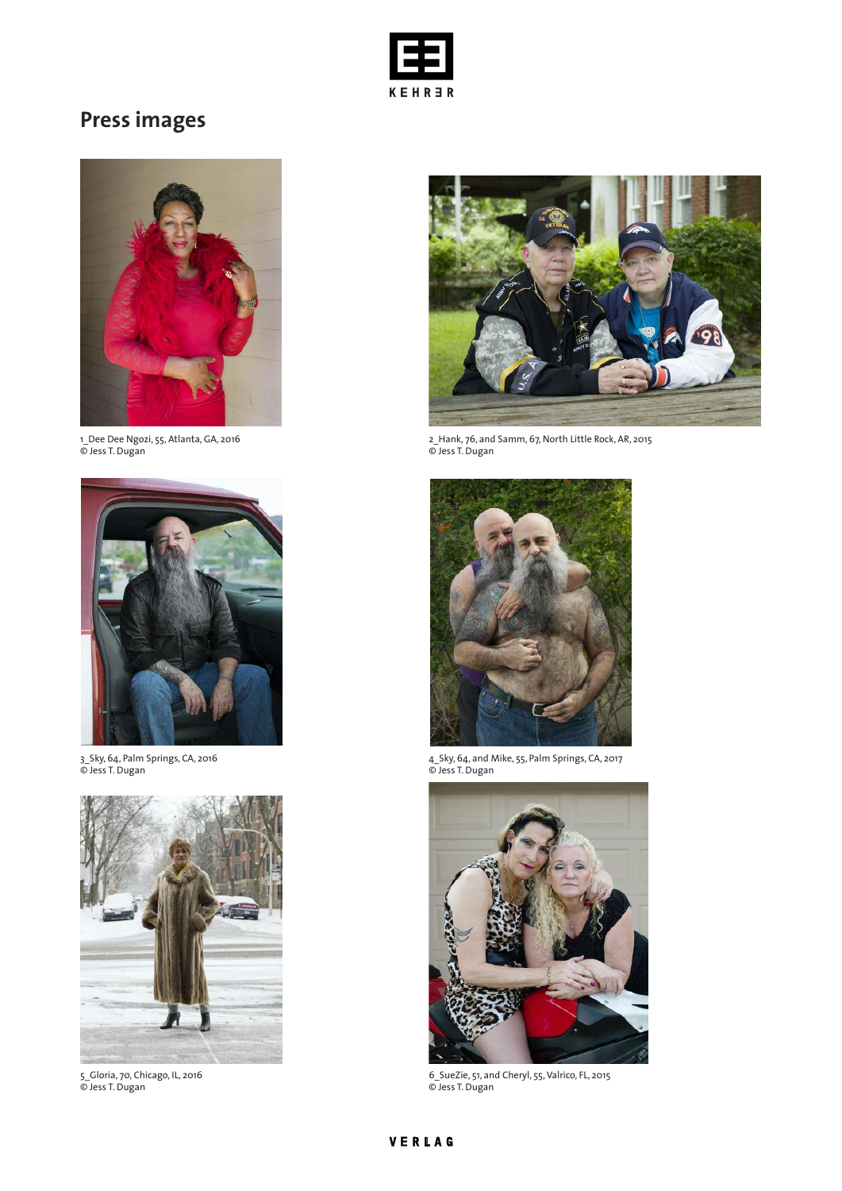# Press images

1_Dee Dee Ngozi, 55, Atlanta, GA, 2016
© Jess T. Dugan

2_Hank, 76, and Samm, 67, North Little Rock, AR, 2015
© Jess T. Dugan

3_Sky, 64, Palm Springs, CA, 2016
© Jess T. Dugan

4_Sky, 64, and Mike, 55, Palm Springs, CA, 2017
© Jess T. Dugan

5_Gloria, 70, Chicago, IL, 2016
© Jess T. Dugan

6_SueZie, 51, and Cheryl, 55, Valrico, FL, 2015
© Jess T. Dugan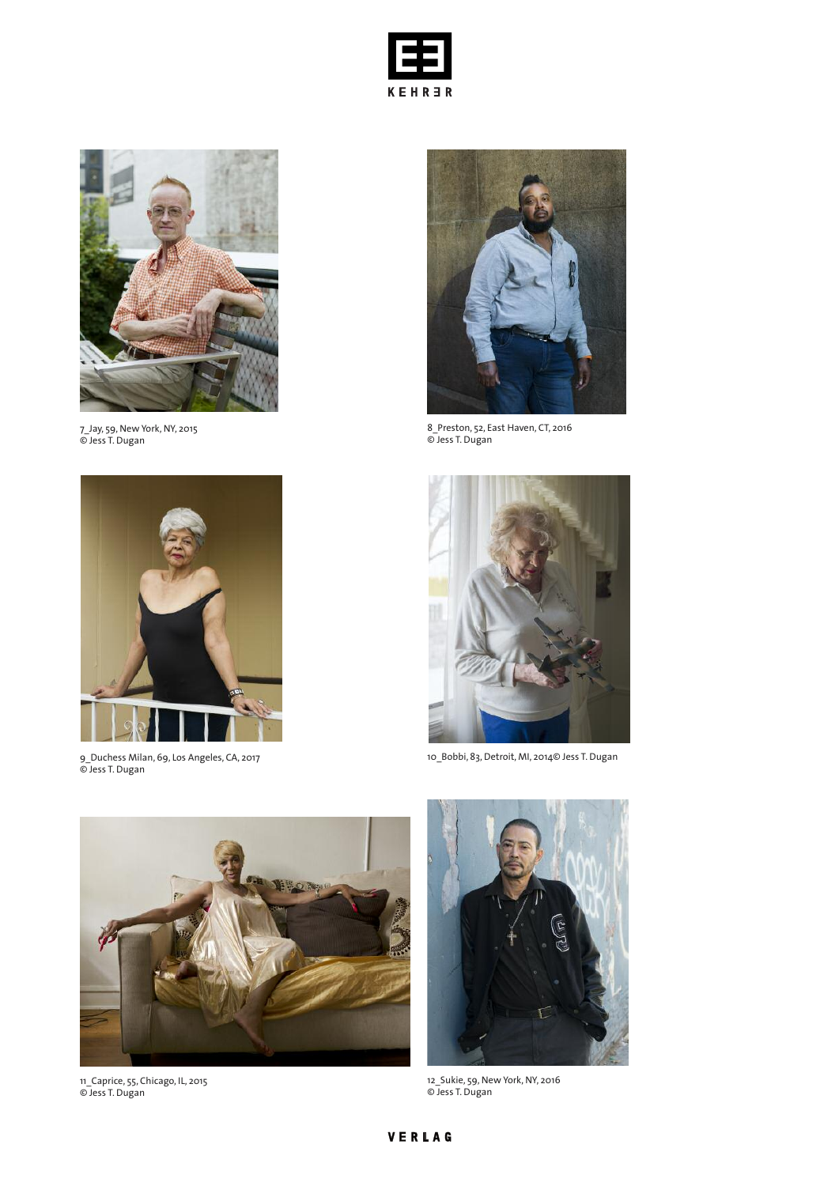7_Jay, 59, New York, NY, 2015
© Jess T. Dugan

8_Preston, 52, East Haven, CT, 2016
© Jess T. Dugan

9_Duchess Milan, 69, Los Angeles, CA, 2017
© Jess T. Dugan

10_Bobbi, 83, Detroit, MI, 2014© Jess T. Dugan

11_Caprice, 55, Chicago, IL, 2015
© Jess T. Dugan

12_Sukie, 59, New York, NY, 2016
© Jess T. Dugan